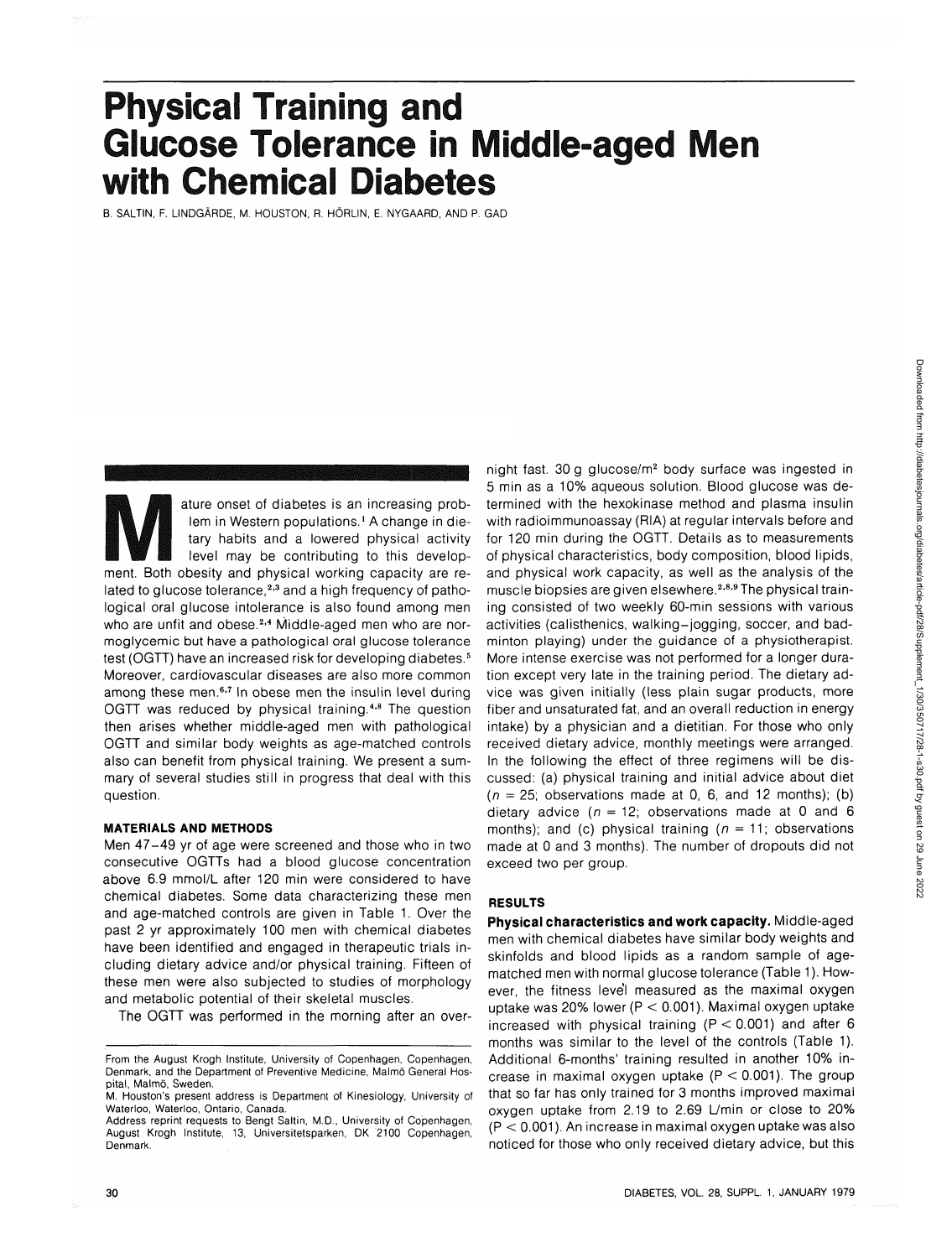# Physical Training and Glucose Tolerance in Middle-aged Men with Chemical Diabetes

B. SALTIN, F. LINDGÄRDE, M. HOUSTON, R. HÖRLIN, E. NYGAARD, AND P. GAD

Mature onset of diabetes is an increasing problem in Western populations.[1] A change in dietary habits and a lowered physical activity level may be contributing to this development. Both obesity and physical working capacity are related to glucose tolerance,[2,3] and a high frequency of pathological oral glucose intolerance is also found among men who are unfit and obese.[2,4] Middle-aged men who are normoglycemic but have a pathological oral glucose tolerance test (OGTT) have an increased risk for developing diabetes.[5] Moreover, cardiovascular diseases are also more common among these men.[6,7] In obese men the insulin level during OGTT was reduced by physical training.[4,8] The question then arises whether middle-aged men with pathological OGTT and similar body weights as age-matched controls also can benefit from physical training. We present a summary of several studies still in progress that deal with this question.

## MATERIALS AND METHODS

Men 47–49 yr of age were screened and those who in two consecutive OGTTs had a blood glucose concentration above 6.9 mmol/L after 120 min were considered to have chemical diabetes. Some data characterizing these men and age-matched controls are given in Table 1. Over the past 2 yr approximately 100 men with chemical diabetes have been identified and engaged in therapeutic trials including dietary advice and/or physical training. Fifteen of these men were also subjected to studies of morphology and metabolic potential of their skeletal muscles.

The OGTT was performed in the morning after an overnight fast. 30 g glucose/m$^2$ body surface was ingested in 5 min as a 10% aqueous solution. Blood glucose was determined with the hexokinase method and plasma insulin with radioimmunoassay (RIA) at regular intervals before and for 120 min during the OGTT. Details as to measurements of physical characteristics, body composition, blood lipids, and physical work capacity, as well as the analysis of the muscle biopsies are given elsewhere.[2,8,9] The physical training consisted of two weekly 60-min sessions with various activities (calisthenics, walking–jogging, soccer, and badminton playing) under the guidance of a physiotherapist. More intense exercise was not performed for a longer duration except very late in the training period. The dietary advice was given initially (less plain sugar products, more fiber and unsaturated fat, and an overall reduction in energy intake) by a physician and a dietitian. For those who only received dietary advice, monthly meetings were arranged. In the following the effect of three regimens will be discussed: (a) physical training and initial advice about diet ($n = 25$; observations made at 0, 6, and 12 months); (b) dietary advice ($n = 12$; observations made at 0 and 6 months); and (c) physical training ($n = 11$; observations made at 0 and 3 months). The number of dropouts did not exceed two per group.

## RESULTS

**Physical characteristics and work capacity.** Middle-aged men with chemical diabetes have similar body weights and skinfolds and blood lipids as a random sample of age-matched men with normal glucose tolerance (Table 1). However, the fitness level measured as the maximal oxygen uptake was 20% lower ($P < 0.001$). Maximal oxygen uptake increased with physical training ($P < 0.001$) and after 6 months was similar to the level of the controls (Table 1). Additional 6-months' training resulted in another 10% increase in maximal oxygen uptake ($P < 0.001$). The group that so far has only trained for 3 months improved maximal oxygen uptake from 2.19 to 2.69 L/min or close to 20% ($P < 0.001$). An increase in maximal oxygen uptake was also noticed for those who only received dietary advice, but this

From the August Krogh Institute, University of Copenhagen, Copenhagen, Denmark, and the Department of Preventive Medicine, Malmö General Hospital, Malmö, Sweden.

M. Houston's present address is Department of Kinesiology, University of Waterloo, Waterloo, Ontario, Canada.

Address reprint requests to Bengt Saltin, M.D., University of Copenhagen, August Krogh Institute, 13, Universitetsparken, DK 2100 Copenhagen, Denmark.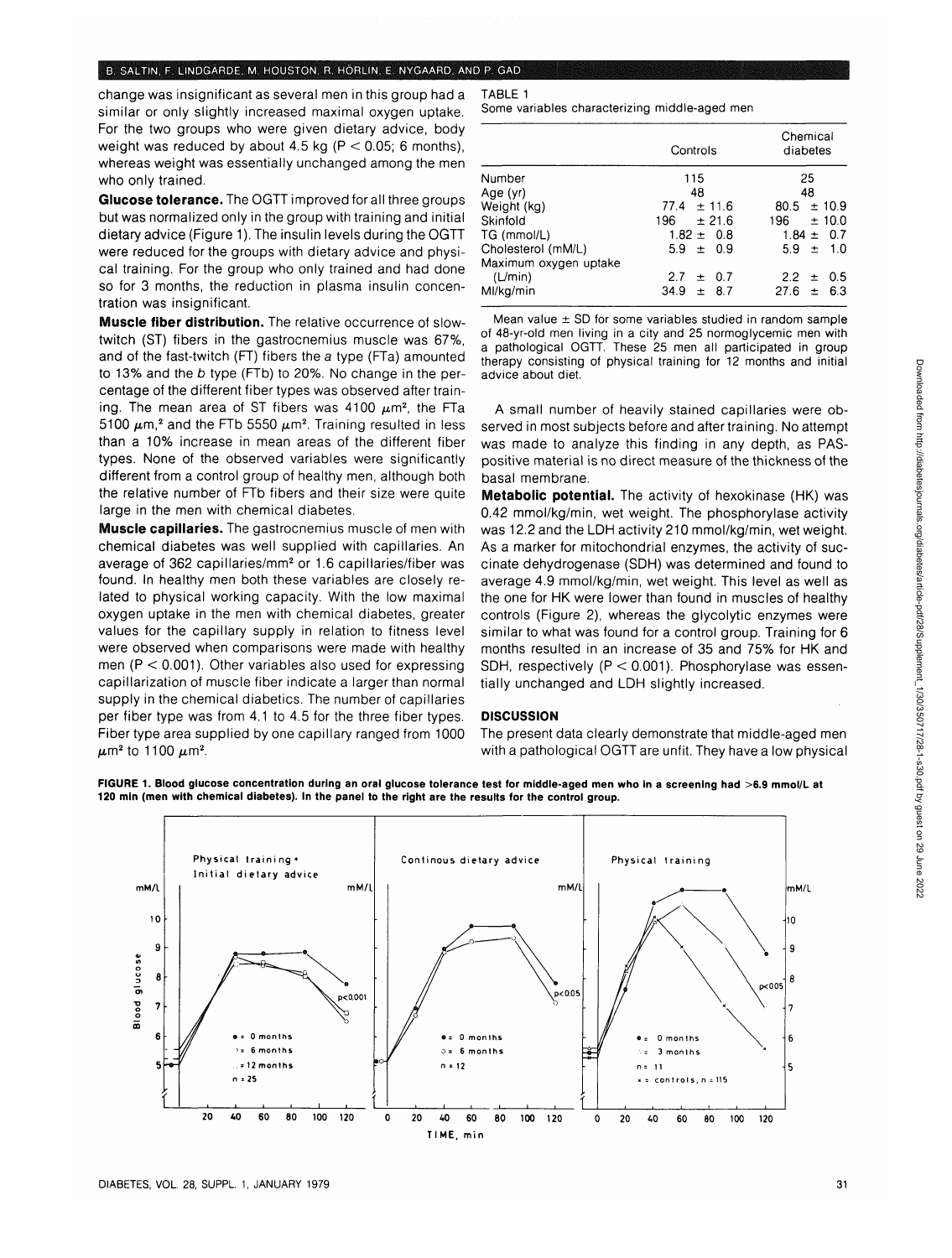change was insignificant as several men in this group had a similar or only slightly increased maximal oxygen uptake. For the two groups who were given dietary advice, body weight was reduced by about 4.5 kg ($P < 0.05$; 6 months), whereas weight was essentially unchanged among the men who only trained.

**Glucose tolerance.** The OGTT improved for all three groups but was normalized only in the group with training and initial dietary advice (Figure 1). The insulin levels during the OGTT were reduced for the groups with dietary advice and physical training. For the group who only trained and had done so for 3 months, the reduction in plasma insulin concentration was insignificant.

**Muscle fiber distribution.** The relative occurrence of slow-twitch (ST) fibers in the gastrocnemius muscle was 67%, and of the fast-twitch (FT) fibers the *a* type (FTa) amounted to 13% and the *b* type (FTb) to 20%. No change in the percentage of the different fiber types was observed after training. The mean area of ST fibers was 4100 $\mu m^2$, the FTa 5100 $\mu m^2$, and the FTb 5550 $\mu m^2$. Training resulted in less than a 10% increase in mean areas of the different fiber types. None of the observed variables were significantly different from a control group of healthy men, although both the relative number of FTb fibers and their size were quite large in the men with chemical diabetes.

**Muscle capillaries.** The gastrocnemius muscle of men with chemical diabetes was well supplied with capillaries. An average of 362 capillaries/mm² or 1.6 capillaries/fiber was found. In healthy men both these variables are closely related to physical working capacity. With the low maximal oxygen uptake in the men with chemical diabetes, greater values for the capillary supply in relation to fitness level were observed when comparisons were made with healthy men ($P < 0.001$). Other variables also used for expressing capillarization of muscle fiber indicate a larger than normal supply in the chemical diabetics. The number of capillaries per fiber type was from 4.1 to 4.5 for the three fiber types. Fiber type area supplied by one capillary ranged from 1000 $\mu m^2$ to 1100 $\mu m^2$.

TABLE 1
Some variables characterizing middle-aged men

| | Controls | Chemical diabetes |
|---|---|---|
| Number | 115 | 25 |
| Age (yr) | 48 | 48 |
| Weight (kg) | 77.4 ± 11.6 | 80.5 ± 10.9 |
| Skinfold | 196 ± 21.6 | 196 ± 10.0 |
| TG (mmol/L) | 1.82 ± 0.8 | 1.84 ± 0.7 |
| Cholesterol (mM/L) | 5.9 ± 0.9 | 5.9 ± 1.0 |
| Maximum oxygen uptake (L/min) | 2.7 ± 0.7 | 2.2 ± 0.5 |
| Ml/kg/min | 34.9 ± 8.7 | 27.6 ± 6.3 |

Mean value ± SD for some variables studied in random sample of 48-yr-old men living in a city and 25 normoglycemic men with a pathological OGTT. These 25 men all participated in group therapy consisting of physical training for 12 months and initial advice about diet.

A small number of heavily stained capillaries were observed in most subjects before and after training. No attempt was made to analyze this finding in any depth, as PAS-positive material is no direct measure of the thickness of the basal membrane.

**Metabolic potential.** The activity of hexokinase (HK) was 0.42 mmol/kg/min, wet weight. The phosphorylase activity was 12.2 and the LDH activity 210 mmol/kg/min, wet weight. As a marker for mitochondrial enzymes, the activity of succinate dehydrogenase (SDH) was determined and found to average 4.9 mmol/kg/min, wet weight. This level as well as the one for HK were lower than found in muscles of healthy controls (Figure 2), whereas the glycolytic enzymes were similar to what was found for a control group. Training for 6 months resulted in an increase of 35 and 75% for HK and SDH, respectively ($P < 0.001$). Phosphorylase was essentially unchanged and LDH slightly increased.

## DISCUSSION

The present data clearly demonstrate that middle-aged men with a pathological OGTT are unfit. They have a low physical

**FIGURE 1. Blood glucose concentration during an oral glucose tolerance test for middle-aged men who in a screening had >6.9 mmol/L at 120 min (men with chemical diabetes). In the panel to the right are the results for the control group.**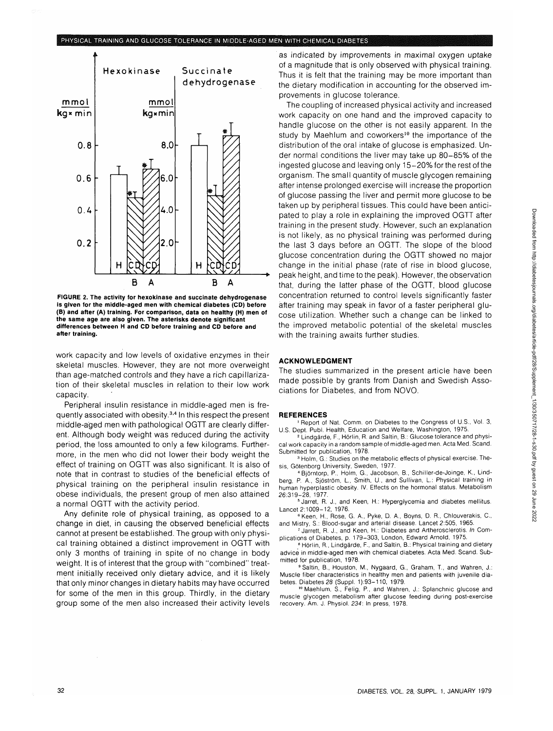Hexokinase

Succinate dehydrogenase

mmol / kg × min

0.8
0.6
0.4
0.2

mmol / kg×min

8.0
6.0
4.0
2.0

H CD CD

B A

H CD CD

B A

FIGURE 2. The activity for hexokinase and succinate dehydrogenase is given for the middle-aged men with chemical diabetes (CD) before (B) and after (A) training. For comparison, data on healthy (H) men of the same age are also given. The asterisks denote significant differences between H and CD before training and CD before and after training.

work capacity and low levels of oxidative enzymes in their skeletal muscles. However, they are not more overweight than age-matched controls and they have a rich capillarization of their skeletal muscles in relation to their low work capacity.

Peripheral insulin resistance in middle-aged men is frequently associated with obesity.[3,4] In this respect the present middle-aged men with pathological OGTT are clearly different. Although body weight was reduced during the activity period, the loss amounted to only a few kilograms. Furthermore, in the men who did not lower their body weight the effect of training on OGTT was also significant. It is also of note that in contrast to studies of the beneficial effects of physical training on the peripheral insulin resistance in obese individuals, the present group of men also attained a normal OGTT with the activity period.

Any definite role of physical training, as opposed to a change in diet, in causing the observed beneficial effects cannot at present be established. The group with only physical training obtained a distinct improvement in OGTT with only 3 months of training in spite of no change in body weight. It is of interest that the group with "combined" treatment initially received only dietary advice, and it is likely that only minor changes in dietary habits may have occurred for some of the men in this group. Thirdly, in the dietary group some of the men also increased their activity levels as indicated by improvements in maximal oxygen uptake of a magnitude that is only observed with physical training. Thus it is felt that the training may be more important than the dietary modification in accounting for the observed improvements in glucose tolerance.

The coupling of increased physical activity and increased work capacity on one hand and the improved capacity to handle glucose on the other is not easily apparent. In the study by Maehlum and coworkers[10] the importance of the distribution of the oral intake of glucose is emphasized. Under normal conditions the liver may take up 80–85% of the ingested glucose and leaving only 15–20% for the rest of the organism. The small quantity of muscle glycogen remaining after intense prolonged exercise will increase the proportion of glucose passing the liver and permit more glucose to be taken up by peripheral tissues. This could have been anticipated to play a role in explaining the improved OGTT after training in the present study. However, such an explanation is not likely, as no physical training was performed during the last 3 days before an OGTT. The slope of the blood glucose concentration during the OGTT showed no major change in the initial phase (rate of rise in blood glucose, peak height, and time to the peak). However, the observation that, during the latter phase of the OGTT, blood glucose concentration returned to control levels significantly faster after training may speak in favor of a faster peripheral glucose utilization. Whether such a change can be linked to the improved metabolic potential of the skeletal muscles with the training awaits further studies.

## ACKNOWLEDGMENT

The studies summarized in the present article have been made possible by grants from Danish and Swedish Associations for Diabetes, and from NOVO.

## REFERENCES

1. Report of Nat. Comm. on Diabetes to the Congress of U.S., Vol. 3, U.S. Dept. Publ. Health, Education and Welfare, Washington, 1975.
2. Lindgärde, F., Hörlin, R. and Saltin, B.: Glucose tolerance and physical work capacity in a random sample of middle-aged men. Acta Med. Scand. Submitted for publication, 1978.
3. Holm, G.: Studies on the metabolic effects of physical exercise. Thesis, Götenborg University, Sweden, 1977.
4. Björntorp, P., Holm, G., Jacobson, B., Schiller-de-Joinge, K., Lindberg, P. A., Sjöström, L., Smith, U., and Sullivan, L.: Physical training in human hyperplastic obesity. IV. Effects on the hormonal status. Metabolism 26:319–28, 1977.
5. Jarret, R. J., and Keen, H.: Hyperglycemia and diabetes mellitus. Lancet 2:1009–12, 1976.
6. Keen, H., Rose, G. A., Pyke, D. A., Boyns, D. R., Chlouverakis, C., and Mistry, S.: Blood-sugar and arterial disease. Lancet 2:505, 1965.
7. Jarrett, R. J., and Keen, H.: Diabetes and Artherosclerotis. *In* Complications of Diabetes, p. 179–303, London, Edward Arnold, 1975.
8. Hörlin, R., Lindgärde, F., and Saltin, B.: Physical training and dietary advice in middle-aged men with chemical diabetes. Acta Med. Scand. Submitted for publication, 1978.
9. Saltin, B., Houston, M., Nygaard, G., Graham, T., and Wahren, J.: Muscle fiber characteristics in healthy men and patients with juvenile diabetes. Diabetes 28 (Suppl. 1):93–110, 1979.
10. Maehlum, S., Felig, P., and Wahren, J.: Splanchnic glucose and muscle glycogen metabolism after glucose feeding during post-exercise recovery. Am. J. Physiol. *234*: In press, 1978.